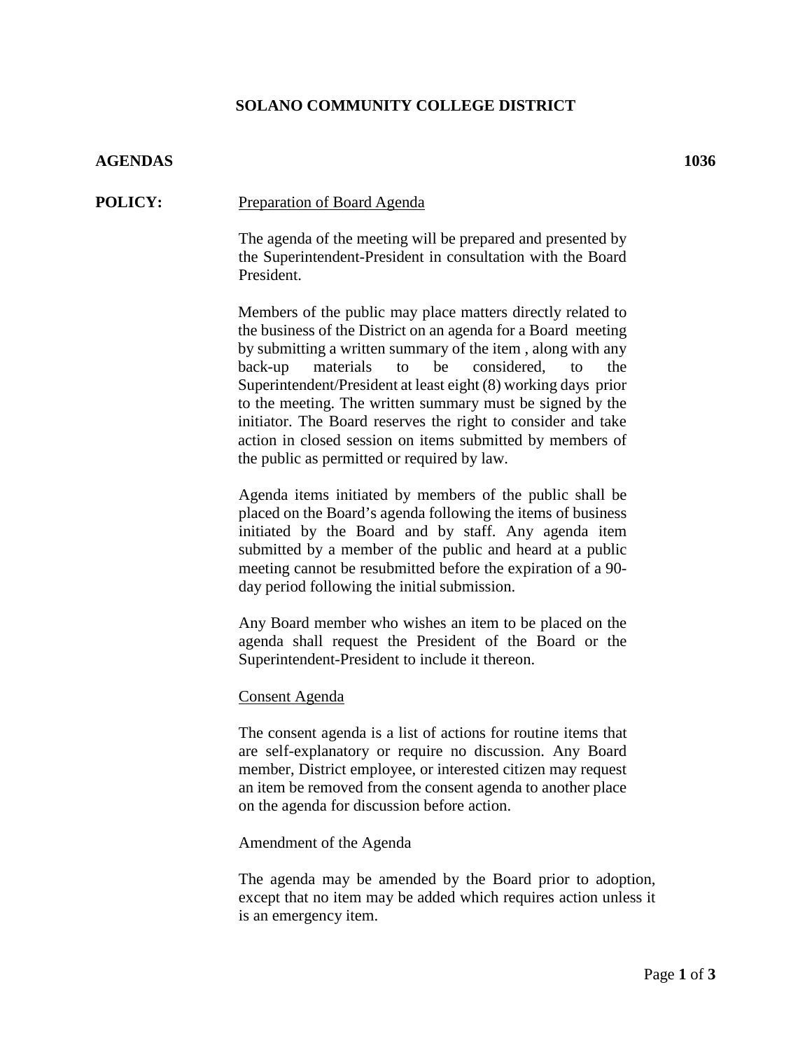# SOLANO COMMUNITY COLLEGE DISTRICT

**AGENDAS** **1036**

**POLICY:**

<u>Preparation of Board Agenda</u>

The agenda of the meeting will be prepared and presented by the Superintendent-President in consultation with the Board President.

Members of the public may place matters directly related to the business of the District on an agenda for a Board meeting by submitting a written summary of the item , along with any back-up materials to be considered, to the Superintendent/President at least eight (8) working days prior to the meeting. The written summary must be signed by the initiator. The Board reserves the right to consider and take action in closed session on items submitted by members of the public as permitted or required by law.

Agenda items initiated by members of the public shall be placed on the Board's agenda following the items of business initiated by the Board and by staff. Any agenda item submitted by a member of the public and heard at a public meeting cannot be resubmitted before the expiration of a 90-day period following the initial submission.

Any Board member who wishes an item to be placed on the agenda shall request the President of the Board or the Superintendent-President to include it thereon.

<u>Consent Agenda</u>

The consent agenda is a list of actions for routine items that are self-explanatory or require no discussion. Any Board member, District employee, or interested citizen may request an item be removed from the consent agenda to another place on the agenda for discussion before action.

Amendment of the Agenda

The agenda may be amended by the Board prior to adoption, except that no item may be added which requires action unless it is an emergency item.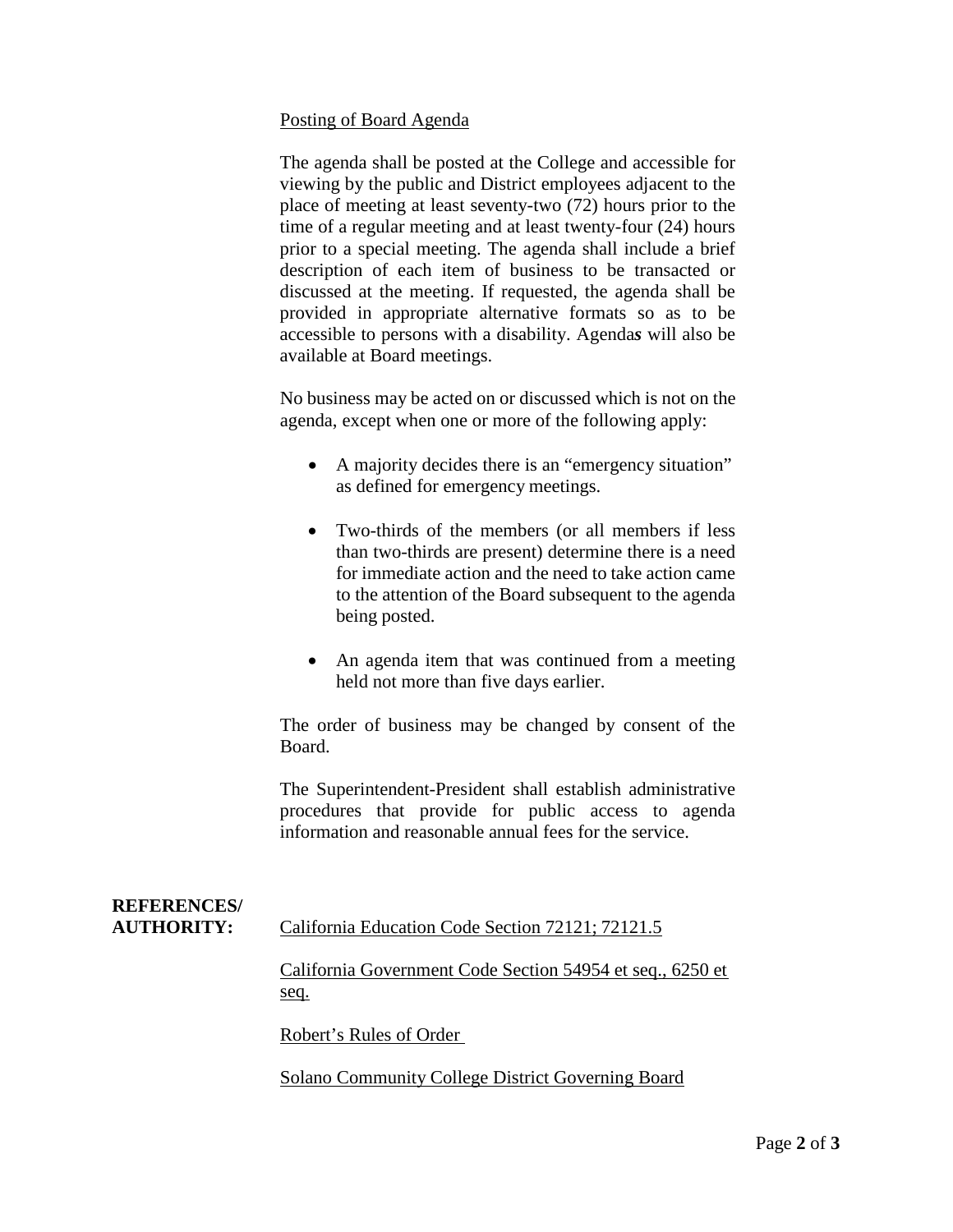<u>Posting of Board Agenda</u>

The agenda shall be posted at the College and accessible for viewing by the public and District employees adjacent to the place of meeting at least seventy-two (72) hours prior to the time of a regular meeting and at least twenty-four (24) hours prior to a special meeting. The agenda shall include a brief description of each item of business to be transacted or discussed at the meeting. If requested, the agenda shall be provided in appropriate alternative formats so as to be accessible to persons with a disability. Agenda***s*** will also be available at Board meetings.

No business may be acted on or discussed which is not on the agenda, except when one or more of the following apply:

- A majority decides there is an "emergency situation" as defined for emergency meetings.
- Two-thirds of the members (or all members if less than two-thirds are present) determine there is a need for immediate action and the need to take action came to the attention of the Board subsequent to the agenda being posted.
- An agenda item that was continued from a meeting held not more than five days earlier.

The order of business may be changed by consent of the Board.

The Superintendent-President shall establish administrative procedures that provide for public access to agenda information and reasonable annual fees for the service.

**REFERENCES/ AUTHORITY:**

<u>California Education Code Section 72121; 72121.5</u>

<u>California Government Code Section 54954 et seq., 6250 et seq.</u>

<u>Robert's Rules of Order</u>

<u>Solano Community College District Governing Board</u>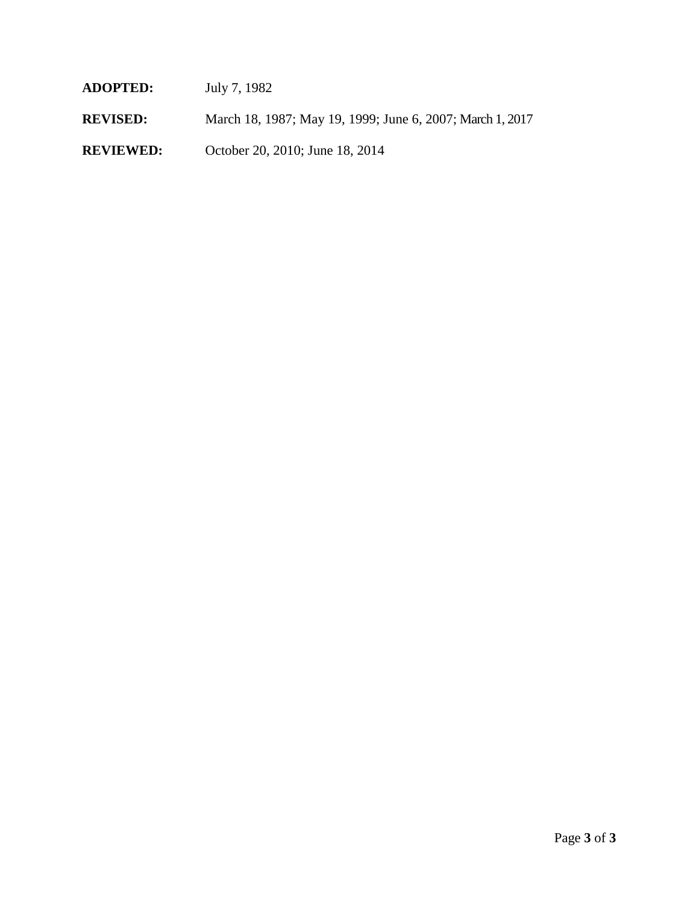**ADOPTED:** July 7, 1982

**REVISED:** March 18, 1987; May 19, 1999; June 6, 2007; March 1, 2017

**REVIEWED:** October 20, 2010; June 18, 2014